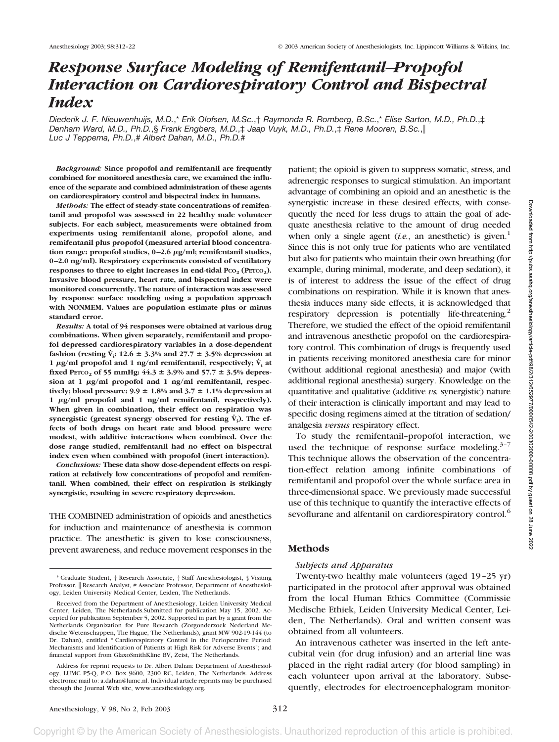# Response Surface Modeling of Remifentanil–Propofol Interaction on Cardiorespiratory Control and Bispectral Index

*Diederik J. F. Nieuwenhuijs, M.D.,\* Erik Olofsen, M.Sc.,† Raymonda R. Romberg, B.Sc.,\* Elise Sarton, M.D., Ph.D.,‡ Denham Ward, M.D., Ph.D.,§ Frank Engbers, M.D.,‡ Jaap Vuyk, M.D., Ph.D.,‡ Rene Mooren, B.Sc.,‖ Luc J Teppema, Ph.D.,# Albert Dahan, M.D., Ph.D.#*

***Background:*** **Since propofol and remifentanil are frequently combined for monitored anesthesia care, we examined the influence of the separate and combined administration of these agents on cardiorespiratory control and bispectral index in humans.**

***Methods:*** **The effect of steady-state concentrations of remifentanil and propofol was assessed in 22 healthy male volunteer subjects. For each subject, measurements were obtained from experiments using remifentanil alone, propofol alone, and remifentanil plus propofol (measured arterial blood concentration range: propofol studies, 0–2.6 μg/ml; remifentanil studies, 0–2.0 ng/ml). Respiratory experiments consisted of ventilatory responses to three to eight increases in end-tidal $P_{CO_2}$ ($P_{ETCO_2}$). Invasive blood pressure, heart rate, and bispectral index were monitored concurrently. The nature of interaction was assessed by response surface modeling using a population approach with NONMEM. Values are population estimate plus or minus standard error.**

***Results:*** **A total of 94 responses were obtained at various drug combinations. When given separately, remifentanil and propofol depressed cardiorespiratory variables in a dose-dependent fashion (resting $\dot{V}_i$: 12.6 ± 3.3% and 27.7 ± 3.5% depression at 1 μg/ml propofol and 1 ng/ml remifentanil, respectively; $\dot{V}_i$ at fixed $P_{ETCO_2}$ of 55 mmHg: 44.3 ± 3.9% and 57.7 ± 3.5% depression at 1 μg/ml propofol and 1 ng/ml remifentanil, respectively; blood pressure: 9.9 ± 1.8% and 3.7 ± 1.1% depression at 1 μg/ml propofol and 1 ng/ml remifentanil, respectively). When given in combination, their effect on respiration was synergistic (greatest synergy observed for resting $\dot{V}_i$). The effects of both drugs on heart rate and blood pressure were modest, with additive interactions when combined. Over the dose range studied, remifentanil had no effect on bispectral index even when combined with propofol (inert interaction).**

***Conclusions:*** **These data show dose-dependent effects on respiration at relatively low concentrations of propofol and remifentanil. When combined, their effect on respiration is strikingly synergistic, resulting in severe respiratory depression.**

THE COMBINED administration of opioids and anesthetics for induction and maintenance of anesthesia is common practice. The anesthetic is given to lose consciousness, prevent awareness, and reduce movement responses in the patient; the opioid is given to suppress somatic, stress, and adrenergic responses to surgical stimulation. An important advantage of combining an opioid and an anesthetic is the synergistic increase in these desired effects, with consequently the need for less drugs to attain the goal of adequate anesthesia relative to the amount of drug needed when only a single agent (*i.e.*, an anesthetic) is given.[1] Since this is not only true for patients who are ventilated but also for patients who maintain their own breathing (for example, during minimal, moderate, and deep sedation), it is of interest to address the issue of the effect of drug combinations on respiration. While it is known that anesthesia induces many side effects, it is acknowledged that respiratory depression is potentially life-threatening.[2] Therefore, we studied the effect of the opioid remifentanil and intravenous anesthetic propofol on the cardiorespiratory control. This combination of drugs is frequently used in patients receiving monitored anesthesia care for minor (without additional regional anesthesia) and major (with additional regional anesthesia) surgery. Knowledge on the quantitative and qualitative (additive *vs.* synergistic) nature of their interaction is clinically important and may lead to specific dosing regimens aimed at the titration of sedation/analgesia *versus* respiratory effect.

To study the remifentanil–propofol interaction, we used the technique of response surface modeling.[3–7] This technique allows the observation of the concentration-effect relation among infinite combinations of remifentanil and propofol over the whole surface area in three-dimensional space. We previously made successful use of this technique to quantify the interactive effects of sevoflurane and alfentanil on cardiorespiratory control.[6]

## Methods

### *Subjects and Apparatus*

Twenty-two healthy male volunteers (aged 19–25 yr) participated in the protocol after approval was obtained from the local Human Ethics Committee (Commissie Medische Ethiek, Leiden University Medical Center, Leiden, The Netherlands). Oral and written consent was obtained from all volunteers.

An intravenous catheter was inserted in the left antecubital vein (for drug infusion) and an arterial line was placed in the right radial artery (for blood sampling) in each volunteer upon arrival at the laboratory. Subsequently, electrodes for electroencephalogram monitor-

---

\* Graduate Student, † Research Associate, ‡ Staff Anesthesiologist, § Visiting Professor, ‖ Research Analyst, # Associate Professor, Department of Anesthesiology, Leiden University Medical Center, Leiden, The Netherlands.

Received from the Department of Anesthesiology, Leiden University Medical Center, Leiden, The Netherlands.Submitted for publication May 15, 2002. Accepted for publication September 5, 2002. Supported in part by a grant from the Netherlands Organization for Pure Research (Zorgonderzoek Nederland Medische Wetenschappen, The Hague, The Netherlands), grant MW 902-19-144 (to Dr. Dahan), entitled "Cardiorespiratory Control in the Perioperative Period: Mechanisms and Identification of Patients at High Risk for Adverse Events"; and financial support from GlaxoSmithKline BV, Zeist, The Netherlands.

Address for reprint requests to Dr. Albert Dahan: Department of Anesthesiology, LUMC P5-Q, P.O. Box 9600, 2300 RC, Leiden, The Netherlands. Address electronic mail to: a.dahan@lumc.nl. Individual article reprints may be purchased through the Journal Web site, www.anesthesiology.org.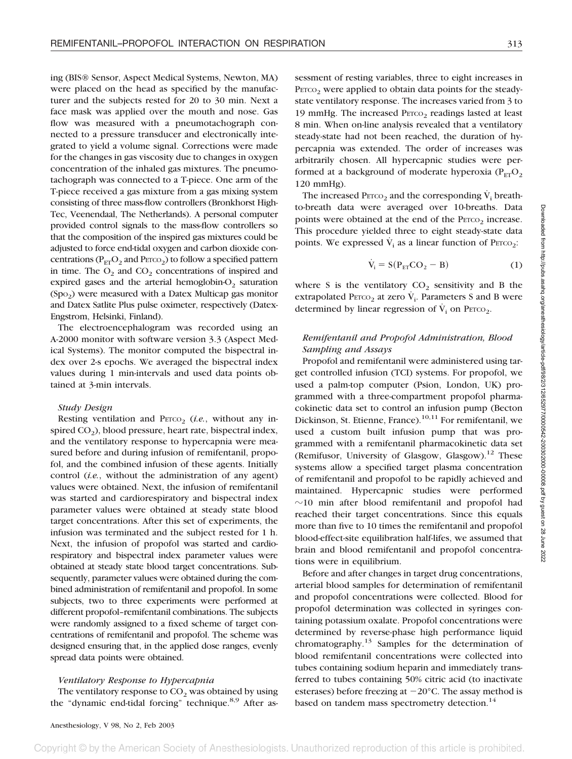ing (BIS® Sensor, Aspect Medical Systems, Newton, MA) were placed on the head as specified by the manufacturer and the subjects rested for 20 to 30 min. Next a face mask was applied over the mouth and nose. Gas flow was measured with a pneumotachograph connected to a pressure transducer and electronically integrated to yield a volume signal. Corrections were made for the changes in gas viscosity due to changes in oxygen concentration of the inhaled gas mixtures. The pneumotachograph was connected to a T-piece. One arm of the T-piece received a gas mixture from a gas mixing system consisting of three mass-flow controllers (Bronkhorst High-Tec, Veenendaal, The Netherlands). A personal computer provided control signals to the mass-flow controllers so that the composition of the inspired gas mixtures could be adjusted to force end-tidal oxygen and carbon dioxide concentrations ($P_{ET}O_2$ and $P_{ETCO_2}$) to follow a specified pattern in time. The $O_2$ and $CO_2$ concentrations of inspired and expired gases and the arterial hemoglobin-$O_2$ saturation ($Sp_{O_2}$) were measured with a Datex Multicap gas monitor and Datex Satlite Plus pulse oximeter, respectively (Datex-Engstrom, Helsinki, Finland).

The electroencephalogram was recorded using an A-2000 monitor with software version 3.3 (Aspect Medical Systems). The monitor computed the bispectral index over 2-s epochs. We averaged the bispectral index values during 1 min-intervals and used data points obtained at 3-min intervals.

### *Study Design*

Resting ventilation and $P_{ETCO_2}$ (*i.e.*, without any inspired $CO_2$), blood pressure, heart rate, bispectral index, and the ventilatory response to hypercapnia were measured before and during infusion of remifentanil, propofol, and the combined infusion of these agents. Initially control (*i.e.*, without the administration of any agent) values were obtained. Next, the infusion of remifentanil was started and cardiorespiratory and bispectral index parameter values were obtained at steady state blood target concentrations. After this set of experiments, the infusion was terminated and the subject rested for 1 h. Next, the infusion of propofol was started and cardiorespiratory and bispectral index parameter values were obtained at steady state blood target concentrations. Subsequently, parameter values were obtained during the combined administration of remifentanil and propofol. In some subjects, two to three experiments were performed at different propofol–remifentanil combinations. The subjects were randomly assigned to a fixed scheme of target concentrations of remifentanil and propofol. The scheme was designed ensuring that, in the applied dose ranges, evenly spread data points were obtained.

### *Ventilatory Response to Hypercapnia*

The ventilatory response to $CO_2$ was obtained by using the "dynamic end-tidal forcing" technique.[8,9] After assessment of resting variables, three to eight increases in $P_{ETCO_2}$ were applied to obtain data points for the steady-state ventilatory response. The increases varied from 3 to 19 mmHg. The increased $P_{ETCO_2}$ readings lasted at least 8 min. When on-line analysis revealed that a ventilatory steady-state had not been reached, the duration of hypercapnia was extended. The order of increases was arbitrarily chosen. All hypercapnic studies were performed at a background of moderate hyperoxia ($P_{ET}O_2$ 120 mmHg).

The increased $P_{ETCO_2}$ and the corresponding $\dot{V}_i$ breath-to-breath data were averaged over 10-breaths. Data points were obtained at the end of the $P_{ETCO_2}$ increase. This procedure yielded three to eight steady-state data points. We expressed $\dot{V}_i$ as a linear function of $P_{ETCO_2}$:

$$\dot{V}_i = S(P_{ET}CO_2 - B) \quad (1)$$

where S is the ventilatory $CO_2$ sensitivity and B the extrapolated $P_{ETCO_2}$ at zero $\dot{V}_i$. Parameters S and B were determined by linear regression of $\dot{V}_i$ on $P_{ETCO_2}$.

### *Remifentanil and Propofol Administration, Blood Sampling and Assays*

Propofol and remifentanil were administered using target controlled infusion (TCI) systems. For propofol, we used a palm-top computer (Psion, London, UK) programmed with a three-compartment propofol pharmacokinetic data set to control an infusion pump (Becton Dickinson, St. Etienne, France).[10,11] For remifentanil, we used a custom built infusion pump that was programmed with a remifentanil pharmacokinetic data set (Remifusor, University of Glasgow, Glasgow).[12] These systems allow a specified target plasma concentration of remifentanil and propofol to be rapidly achieved and maintained. Hypercapnic studies were performed ~10 min after blood remifentanil and propofol had reached their target concentrations. Since this equals more than five to 10 times the remifentanil and propofol blood-effect-site equilibration half-lifes, we assumed that brain and blood remifentanil and propofol concentrations were in equilibrium.

Before and after changes in target drug concentrations, arterial blood samples for determination of remifentanil and propofol concentrations were collected. Blood for propofol determination was collected in syringes containing potassium oxalate. Propofol concentrations were determined by reverse-phase high performance liquid chromatography.[13] Samples for the determination of blood remifentanil concentrations were collected into tubes containing sodium heparin and immediately transferred to tubes containing 50% citric acid (to inactivate esterases) before freezing at −20°C. The assay method is based on tandem mass spectrometry detection.[14]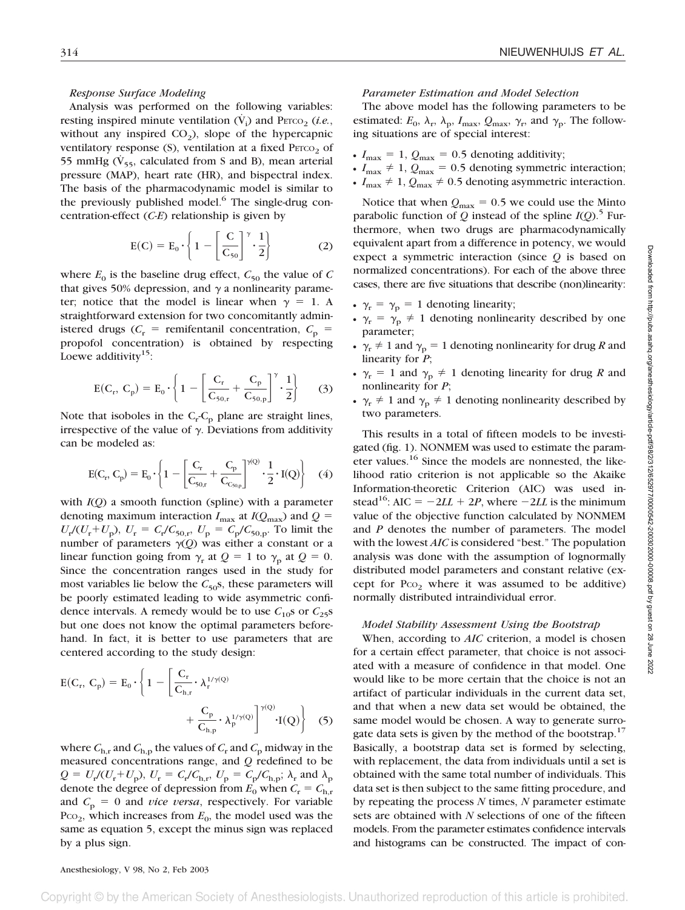### *Response Surface Modeling*

Analysis was performed on the following variables: resting inspired minute ventilation ($\dot{V}_i$) and $P_{ETCO_2}$ (*i.e.*, without any inspired $CO_2$), slope of the hypercapnic ventilatory response (S), ventilation at a fixed $P_{ETCO_2}$ of 55 mmHg ($\dot{V}_{55}$, calculated from S and B), mean arterial pressure (MAP), heart rate (HR), and bispectral index. The basis of the pharmacodynamic model is similar to the previously published model.[6] The single-drug concentration-effect (*C-E*) relationship is given by

$$E(C) = E_0 \cdot \left\{ 1 - \left[ \frac{C}{C_{50}} \right]^{\gamma} \cdot \frac{1}{2} \right\} \tag{2}$$

where $E_0$ is the baseline drug effect, $C_{50}$ the value of $C$ that gives 50% depression, and $\gamma$ a nonlinearity parameter; notice that the model is linear when $\gamma = 1$. A straightforward extension for two concomitantly administered drugs ($C_r$ = remifentanil concentration, $C_p$ = propofol concentration) is obtained by respecting Loewe additivity[15]:

$$E(C_r, C_p) = E_0 \cdot \left\{ 1 - \left[ \frac{C_r}{C_{50,r}} + \frac{C_p}{C_{50,p}} \right]^{\gamma} \cdot \frac{1}{2} \right\} \tag{3}$$

Note that isoboles in the $C_r$-$C_p$ plane are straight lines, irrespective of the value of $\gamma$. Deviations from additivity can be modeled as:

$$E(C_r, C_p) = E_0 \cdot \left\{ 1 - \left[ \frac{C_r}{C_{50,r}} + \frac{C_p}{C_{C_{50,p}}} \right]^{\gamma(Q)} \cdot \frac{1}{2} \cdot I(Q) \right\} \tag{4}$$

with $I(Q)$ a smooth function (spline) with a parameter denoting maximum interaction $I_{max}$ at $I(Q_{max})$ and $Q = U_r/(U_r+U_p)$, $U_r = C_r/C_{50,r}$, $U_p = C_p/C_{50,p}$. To limit the number of parameters $\gamma(Q)$ was either a constant or a linear function going from $\gamma_r$ at $Q = 1$ to $\gamma_p$ at $Q = 0$. Since the concentration ranges used in the study for most variables lie below the $C_{50}$s, these parameters will be poorly estimated leading to wide asymmetric confidence intervals. A remedy would be to use $C_{10}$s or $C_{25}$s but one does not know the optimal parameters beforehand. In fact, it is better to use parameters that are centered according to the study design:

$$E(C_r, C_p) = E_0 \cdot \left\{ 1 - \left[ \frac{C_r}{C_{h,r}} \cdot \lambda_r^{1/\gamma(Q)} + \frac{C_p}{C_{h,p}} \cdot \lambda_p^{1/\gamma(Q)} \right]^{\gamma(Q)} \cdot I(Q) \right\} \tag{5}$$

where $C_{h,r}$ and $C_{h,p}$ the values of $C_r$ and $C_p$ midway in the measured concentrations range, and $Q$ redefined to be $Q = U_r/(U_r+U_p)$, $U_r = C_r/C_{h,r}$, $U_p = C_p/C_{h,p}$; $\lambda_r$ and $\lambda_p$ denote the degree of depression from $E_0$ when $C_r = C_{h,r}$ and $C_p = 0$ and *vice versa*, respectively. For variable $P_{CO_2}$, which increases from $E_0$, the model used was the same as equation 5, except the minus sign was replaced by a plus sign.

### *Parameter Estimation and Model Selection*

The above model has the following parameters to be estimated: $E_0$, $\lambda_r$, $\lambda_p$, $I_{max}$, $Q_{max}$, $\gamma_r$, and $\gamma_p$. The following situations are of special interest:

- $I_{max} = 1$, $Q_{max} = 0.5$ denoting additivity;
- $I_{max} \neq 1$, $Q_{max} = 0.5$ denoting symmetric interaction;
- $I_{max} \neq 1$, $Q_{max} \neq 0.5$ denoting asymmetric interaction.

Notice that when $Q_{max} = 0.5$ we could use the Minto parabolic function of $Q$ instead of the spline $I(Q)$.[5] Furthermore, when two drugs are pharmacodynamically equivalent apart from a difference in potency, we would expect a symmetric interaction (since $Q$ is based on normalized concentrations). For each of the above three cases, there are five situations that describe (non)linearity:

- $\gamma_r = \gamma_p = 1$ denoting linearity;
- $\gamma_r = \gamma_p \neq 1$ denoting nonlinearity described by one parameter;
- $\gamma_r \neq 1$ and $\gamma_p = 1$ denoting nonlinearity for drug *R* and linearity for *P*;
- $\gamma_r = 1$ and $\gamma_p \neq 1$ denoting linearity for drug *R* and nonlinearity for *P*;
- $\gamma_r \neq 1$ and $\gamma_p \neq 1$ denoting nonlinearity described by two parameters.

This results in a total of fifteen models to be investigated (fig. 1). NONMEM was used to estimate the parameter values.[16] Since the models are nonnested, the likelihood ratio criterion is not applicable so the Akaike Information-theoretic Criterion (AIC) was used instead[16]: AIC = $-2LL + 2P$, where $-2LL$ is the minimum value of the objective function calculated by NONMEM and $P$ denotes the number of parameters. The model with the lowest *AIC* is considered "best." The population analysis was done with the assumption of lognormally distributed model parameters and constant relative (except for $P_{CO_2}$ where it was assumed to be additive) normally distributed intraindividual error.

### *Model Stability Assessment Using the Bootstrap*

When, according to *AIC* criterion, a model is chosen for a certain effect parameter, that choice is not associated with a measure of confidence in that model. One would like to be more certain that the choice is not an artifact of particular individuals in the current data set, and that when a new data set would be obtained, the same model would be chosen. A way to generate surrogate data sets is given by the method of the bootstrap.[17] Basically, a bootstrap data set is formed by selecting, with replacement, the data from individuals until a set is obtained with the same total number of individuals. This data set is then subject to the same fitting procedure, and by repeating the process $N$ times, $N$ parameter estimate sets are obtained with $N$ selections of one of the fifteen models. From the parameter estimates confidence intervals and histograms can be constructed. The impact of con-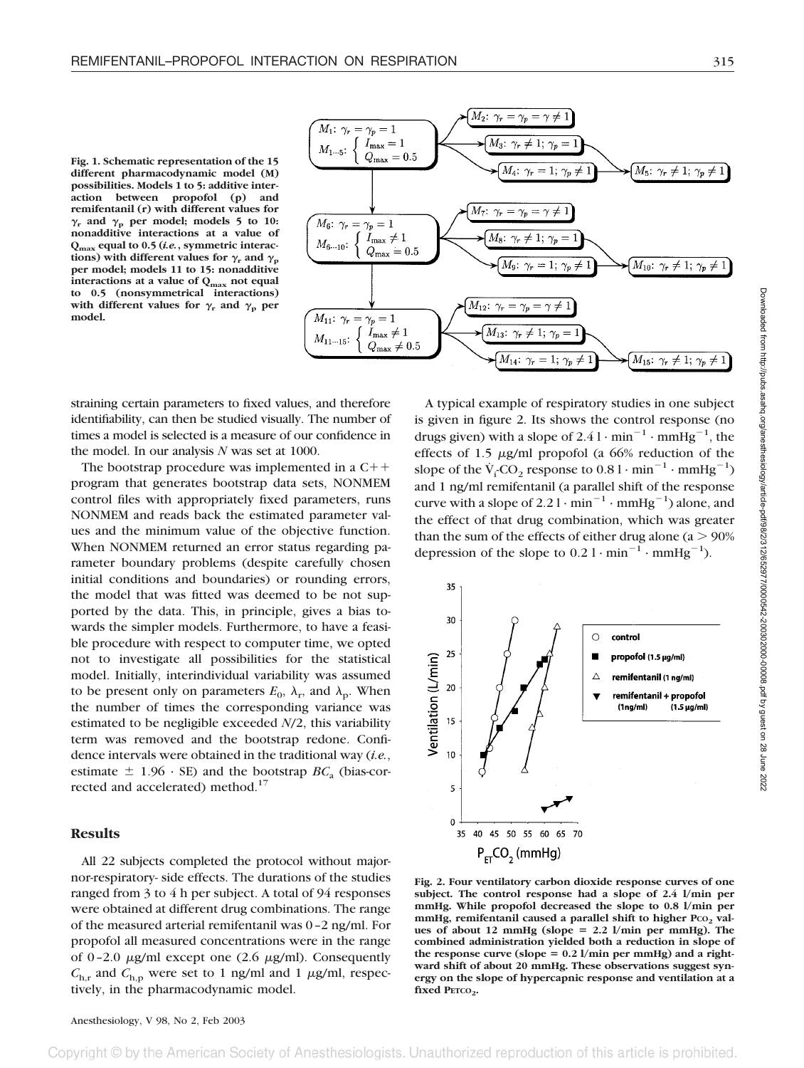Fig. 1. Schematic representation of the 15 different pharmacodynamic model (M) possibilities. Models 1 to 5: additive interaction between propofol (p) and remifentanil (r) with different values for $\gamma_r$ and $\gamma_p$ per model; models 5 to 10: nonadditive interactions at a value of $Q_{max}$ equal to 0.5 (*i.e.*, symmetric interactions) with different values for $\gamma_r$ and $\gamma_p$ per model; models 11 to 15: nonadditive interactions at a value of $Q_{max}$ not equal to 0.5 (nonsymmetrical interactions) with different values for $\gamma_r$ and $\gamma_p$ per model.

$M_1$: $\gamma_r = \gamma_p = 1$; $M_{1\cdots5}$: $I_{max} = 1$, $Q_{max} = 0.5$ → $M_2$: $\gamma_r = \gamma_p = \gamma \neq 1$; $M_3$: $\gamma_r \neq 1; \gamma_p = 1$; $M_4$: $\gamma_r = 1; \gamma_p \neq 1$; $M_5$: $\gamma_r \neq 1; \gamma_p \neq 1$

$M_6$: $\gamma_r = \gamma_p = 1$; $M_{6\cdots10}$: $I_{max} \neq 1$, $Q_{max} = 0.5$ → $M_7$: $\gamma_r = \gamma_p = \gamma \neq 1$; $M_8$: $\gamma_r \neq 1; \gamma_p = 1$; $M_9$: $\gamma_r = 1; \gamma_p \neq 1$; $M_{10}$: $\gamma_r \neq 1; \gamma_p \neq 1$

$M_{11}$: $\gamma_r = \gamma_p = 1$; $M_{11\cdots15}$: $I_{max} \neq 1$, $Q_{max} \neq 0.5$ → $M_{12}$: $\gamma_r = \gamma_p = \gamma \neq 1$; $M_{13}$: $\gamma_r \neq 1; \gamma_p = 1$; $M_{14}$: $\gamma_r = 1; \gamma_p \neq 1$; $M_{15}$: $\gamma_r \neq 1; \gamma_p \neq 1$

straining certain parameters to fixed values, and therefore identifiability, can then be studied visually. The number of times a model is selected is a measure of our confidence in the model. In our analysis *N* was set at 1000.

The bootstrap procedure was implemented in a C++ program that generates bootstrap data sets, NONMEM control files with appropriately fixed parameters, runs NONMEM and reads back the estimated parameter values and the minimum value of the objective function. When NONMEM returned an error status regarding parameter boundary problems (despite carefully chosen initial conditions and boundaries) or rounding errors, the model that was fitted was deemed to be not supported by the data. This, in principle, gives a bias towards the simpler models. Furthermore, to have a feasible procedure with respect to computer time, we opted not to investigate all possibilities for the statistical model. Initially, interindividual variability was assumed to be present only on parameters $E_0$, $\lambda_r$, and $\lambda_p$. When the number of times the corresponding variance was estimated to be negligible exceeded *N*/2, this variability term was removed and the bootstrap redone. Confidence intervals were obtained in the traditional way (*i.e.*, estimate ± 1.96 · SE) and the bootstrap $BC_a$ (bias-corrected and accelerated) method.[17]

## Results

All 22 subjects completed the protocol without majornor-respiratory- side effects. The durations of the studies ranged from 3 to 4 h per subject. A total of 94 responses were obtained at different drug combinations. The range of the measured arterial remifentanil was 0–2 ng/ml. For propofol all measured concentrations were in the range of 0–2.0 μg/ml except one (2.6 μg/ml). Consequently $C_{h,r}$ and $C_{h,p}$ were set to 1 ng/ml and 1 μg/ml, respectively, in the pharmacodynamic model.

A typical example of respiratory studies in one subject is given in figure 2. Its shows the control response (no drugs given) with a slope of 2.4 $l \cdot min^{-1} \cdot mmHg^{-1}$, the effects of 1.5 μg/ml propofol (a 66% reduction of the slope of the $\dot{V}_i$-$CO_2$ response to 0.8 $l \cdot min^{-1} \cdot mmHg^{-1}$) and 1 ng/ml remifentanil (a parallel shift of the response curve with a slope of 2.2 $l \cdot min^{-1} \cdot mmHg^{-1}$) alone, and the effect of that drug combination, which was greater than the sum of the effects of either drug alone (a > 90% depression of the slope to 0.2 $l \cdot min^{-1} \cdot mmHg^{-1}$).

Fig. 2. Four ventilatory carbon dioxide response curves of one subject. The control response had a slope of 2.4 l/min per mmHg. While propofol decreased the slope to 0.8 l/min per mmHg, remifentanil caused a parallel shift to higher $P_{CO_2}$ values of about 12 mmHg (slope = 2.2 l/min per mmHg). The combined administration yielded both a reduction in slope of the response curve (slope = 0.2 l/min per mmHg) and a rightward shift of about 20 mmHg. These observations suggest synergy on the slope of hypercapnic response and ventilation at a fixed $P_{ETCO_2}$.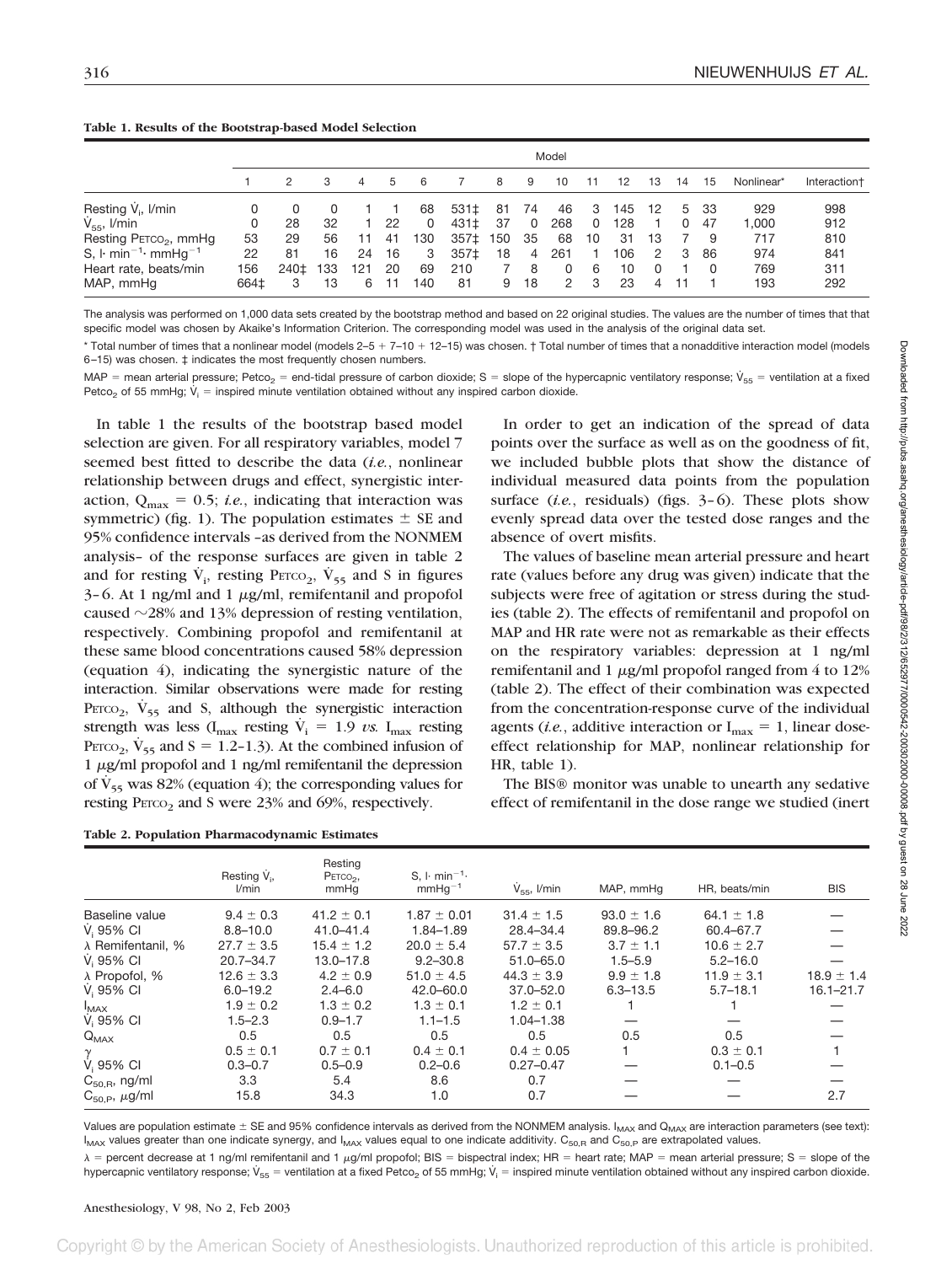**Table 1. Results of the Bootstrap-based Model Selection**

| | Model | | | | | | | | | | | | | | | | |
|---|---|---|---|---|---|---|---|---|---|---|---|---|---|---|---|---|---|
| | 1 | 2 | 3 | 4 | 5 | 6 | 7 | 8 | 9 | 10 | 11 | 12 | 13 | 14 | 15 | Nonlinear* | Interaction† |
| Resting $\dot{V}_i$, l/min | 0 | 0 | 0 | 1 | 1 | 68 | 531‡ | 81 | 74 | 46 | 3 | 145 | 12 | 5 | 33 | 929 | 998 |
| $\dot{V}_{55}$, l/min | 0 | 28 | 32 | 1 | 22 | 0 | 431‡ | 37 | 0 | 268 | 0 | 128 | 1 | 0 | 47 | 1,000 | 912 |
| Resting $P_{ETCO_2}$, mmHg | 53 | 29 | 56 | 11 | 41 | 130 | 357‡ | 150 | 35 | 68 | 10 | 31 | 13 | 7 | 9 | 717 | 810 |
| S, $l \cdot min^{-1} \cdot mmHg^{-1}$ | 22 | 81 | 16 | 24 | 16 | 3 | 357‡ | 18 | 4 | 261 | 1 | 106 | 2 | 3 | 86 | 974 | 841 |
| Heart rate, beats/min | 156 | 240‡ | 133 | 121 | 20 | 69 | 210 | 7 | 8 | 0 | 6 | 10 | 0 | 1 | 0 | 769 | 311 |
| MAP, mmHg | 664‡ | 3 | 13 | 6 | 11 | 140 | 81 | 9 | 18 | 2 | 3 | 23 | 4 | 11 | 1 | 193 | 292 |

The analysis was performed on 1,000 data sets created by the bootstrap method and based on 22 original studies. The values are the number of times that that specific model was chosen by Akaike's Information Criterion. The corresponding model was used in the analysis of the original data set.

\* Total number of times that a nonlinear model (models 2–5 + 7–10 + 12–15) was chosen. † Total number of times that a nonadditive interaction model (models 6–15) was chosen. ‡ indicates the most frequently chosen numbers.

MAP = mean arterial pressure; $P_{ETCO_2}$ = end-tidal pressure of carbon dioxide; S = slope of the hypercapnic ventilatory response; $\dot{V}_{55}$ = ventilation at a fixed $P_{ETCO_2}$ of 55 mmHg; $\dot{V}_i$ = inspired minute ventilation obtained without any inspired carbon dioxide.

In table 1 the results of the bootstrap based model selection are given. For all respiratory variables, model 7 seemed best fitted to describe the data (*i.e.*, nonlinear relationship between drugs and effect, synergistic interaction, $Q_{max} = 0.5$; *i.e.*, indicating that interaction was symmetric) (fig. 1). The population estimates ± SE and 95% confidence intervals –as derived from the NONMEM analysis– of the response surfaces are given in table 2 and for resting $\dot{V}_i$, resting $P_{ETCO_2}$, $\dot{V}_{55}$ and S in figures 3–6. At 1 ng/ml and 1 μg/ml, remifentanil and propofol caused ~28% and 13% depression of resting ventilation, respectively. Combining propofol and remifentanil at these same blood concentrations caused 58% depression (equation 4), indicating the synergistic nature of the interaction. Similar observations were made for resting $P_{ETCO_2}$, $\dot{V}_{55}$ and S, although the synergistic interaction strength was less ($I_{max}$ resting $\dot{V}_i$ = 1.9 *vs.* $I_{max}$ resting $P_{ETCO_2}$, $\dot{V}_{55}$ and S = 1.2–1.3). At the combined infusion of 1 μg/ml propofol and 1 ng/ml remifentanil the depression of $\dot{V}_{55}$ was 82% (equation 4); the corresponding values for resting $P_{ETCO_2}$ and S were 23% and 69%, respectively.

In order to get an indication of the spread of data points over the surface as well as on the goodness of fit, we included bubble plots that show the distance of individual measured data points from the population surface (*i.e.*, residuals) (figs. 3–6). These plots show evenly spread data over the tested dose ranges and the absence of overt misfits.

The values of baseline mean arterial pressure and heart rate (values before any drug was given) indicate that the subjects were free of agitation or stress during the studies (table 2). The effects of remifentanil and propofol on MAP and HR rate were not as remarkable as their effects on the respiratory variables: depression at 1 ng/ml remifentanil and 1 μg/ml propofol ranged from 4 to 12% (table 2). The effect of their combination was expected from the concentration-response curve of the individual agents (*i.e.*, additive interaction or $I_{max}$ = 1, linear dose-effect relationship for MAP, nonlinear relationship for HR, table 1).

The BIS® monitor was unable to unearth any sedative effect of remifentanil in the dose range we studied (inert

**Table 2. Population Pharmacodynamic Estimates**

| | Resting $\dot{V}_i$, l/min | Resting $P_{ETCO_2}$, mmHg | S, $l \cdot min^{-1} \cdot mmHg^{-1}$ | $\dot{V}_{55}$, l/min | MAP, mmHg | HR, beats/min | BIS |
|---|---|---|---|---|---|---|---|
| Baseline value | 9.4 ± 0.3 | 41.2 ± 0.1 | 1.87 ± 0.01 | 31.4 ± 1.5 | 93.0 ± 1.6 | 64.1 ± 1.8 | — |
| $\dot{V}_i$ 95% CI | 8.8–10.0 | 41.0–41.4 | 1.84–1.89 | 28.4–34.4 | 89.8–96.2 | 60.4–67.7 | — |
| λ Remifentanil, % | 27.7 ± 3.5 | 15.4 ± 1.2 | 20.0 ± 5.4 | 57.7 ± 3.5 | 3.7 ± 1.1 | 10.6 ± 2.7 | — |
| $\dot{V}_i$ 95% CI | 20.7–34.7 | 13.0–17.8 | 9.2–30.8 | 51.0–65.0 | 1.5–5.9 | 5.2–16.0 | — |
| λ Propofol, % | 12.6 ± 3.3 | 4.2 ± 0.9 | 51.0 ± 4.5 | 44.3 ± 3.9 | 9.9 ± 1.8 | 11.9 ± 3.1 | 18.9 ± 1.4 |
| $\dot{V}_i$ 95% CI | 6.0–19.2 | 2.4–6.0 | 42.0–60.0 | 37.0–52.0 | 6.3–13.5 | 5.7–18.1 | 16.1–21.7 |
| $I_{MAX}$ | 1.9 ± 0.2 | 1.3 ± 0.2 | 1.3 ± 0.1 | 1.2 ± 0.1 | 1 | 1 | — |
| $\dot{V}_i$ 95% CI | 1.5–2.3 | 0.9–1.7 | 1.1–1.5 | 1.04–1.38 | — | — | — |
| $Q_{MAX}$ | 0.5 | 0.5 | 0.5 | 0.5 | 0.5 | 0.5 | — |
| γ | 0.5 ± 0.1 | 0.7 ± 0.1 | 0.4 ± 0.1 | 0.4 ± 0.05 | 1 | 0.3 ± 0.1 | 1 |
| $\dot{V}_i$ 95% CI | 0.3–0.7 | 0.5–0.9 | 0.2–0.6 | 0.27–0.47 | — | 0.1–0.5 | — |
| $C_{50,R}$, ng/ml | 3.3 | 5.4 | 8.6 | 0.7 | — | — | — |
| $C_{50,P}$, μg/ml | 15.8 | 34.3 | 1.0 | 0.7 | — | — | 2.7 |

Values are population estimate ± SE and 95% confidence intervals as derived from the NONMEM analysis. $I_{MAX}$ and $Q_{MAX}$ are interaction parameters (see text): $I_{MAX}$ values greater than one indicate synergy, and $I_{MAX}$ values equal to one indicate additivity. $C_{50,R}$ and $C_{50,P}$ are extrapolated values.

λ = percent decrease at 1 ng/ml remifentanil and 1 μg/ml propofol; BIS = bispectral index; HR = heart rate; MAP = mean arterial pressure; S = slope of the hypercapnic ventilatory response; $\dot{V}_{55}$ = ventilation at a fixed $P_{ETCO_2}$ of 55 mmHg; $\dot{V}_i$ = inspired minute ventilation obtained without any inspired carbon dioxide.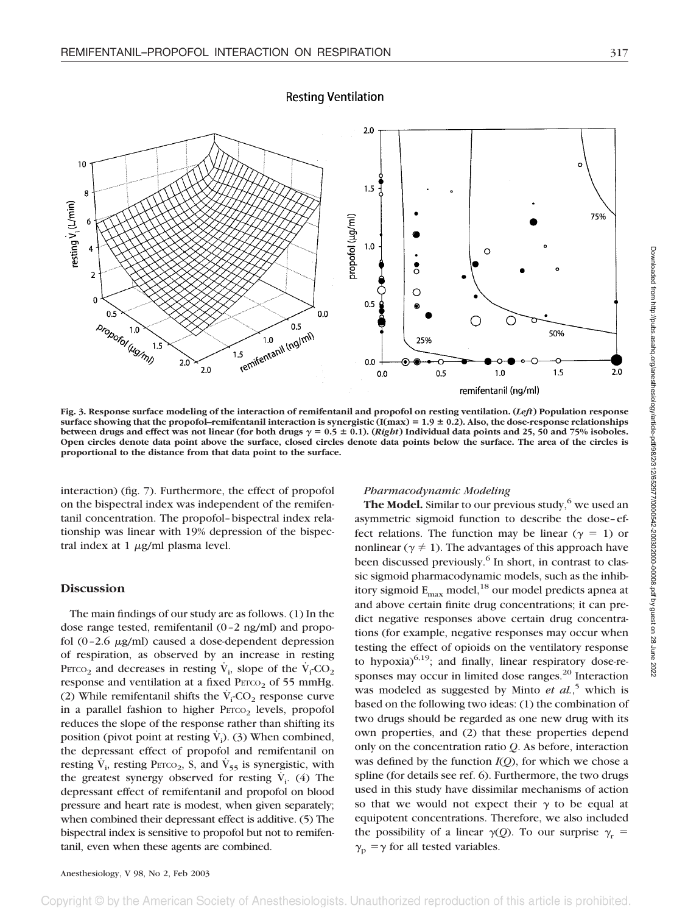**Fig. 3. Response surface modeling of the interaction of remifentanil and propofol on resting ventilation. (*Left*) Population response surface showing that the propofol–remifentanil interaction is synergistic (I(max) = 1.9 ± 0.2). Also, the dose-response relationships between drugs and effect was not linear (for both drugs $\gamma$ = 0.5 ± 0.1). (*Right*) Individual data points and 25, 50 and 75% isoboles. Open circles denote data point above the surface, closed circles denote data points below the surface. The area of the circles is proportional to the distance from that data point to the surface.**

interaction) (fig. 7). Furthermore, the effect of propofol on the bispectral index was independent of the remifentanil concentration. The propofol–bispectral index relationship was linear with 19% depression of the bispectral index at 1 $\mu$g/ml plasma level.

## Discussion

The main findings of our study are as follows. (1) In the dose range tested, remifentanil (0–2 ng/ml) and propofol (0–2.6 $\mu$g/ml) caused a dose-dependent depression of respiration, as observed by an increase in resting $P_{ETCO_2}$ and decreases in resting $\dot{V}_i$, slope of the $\dot{V}_i$-$CO_2$ response and ventilation at a fixed $P_{ETCO_2}$ of 55 mmHg. (2) While remifentanil shifts the $\dot{V}_i$-$CO_2$ response curve in a parallel fashion to higher $P_{ETCO_2}$ levels, propofol reduces the slope of the response rather than shifting its position (pivot point at resting $\dot{V}_i$). (3) When combined, the depressant effect of propofol and remifentanil on resting $\dot{V}_i$, resting $P_{ETCO_2}$, S, and $\dot{V}_{55}$ is synergistic, with the greatest synergy observed for resting $\dot{V}_i$. (4) The depressant effect of remifentanil and propofol on blood pressure and heart rate is modest, when given separately; when combined their depressant effect is additive. (5) The bispectral index is sensitive to propofol but not to remifentanil, even when these agents are combined.

### *Pharmacodynamic Modeling*

**The Model.** Similar to our previous study,[6] we used an asymmetric sigmoid function to describe the dose–effect relations. The function may be linear ($\gamma = 1$) or nonlinear ($\gamma \neq 1$). The advantages of this approach have been discussed previously.[6] In short, in contrast to classic sigmoid pharmacodynamic models, such as the inhibitory sigmoid $E_{max}$ model,[18] our model predicts apnea at and above certain finite drug concentrations; it can predict negative responses above certain drug concentrations (for example, negative responses may occur when testing the effect of opioids on the ventilatory response to hypoxia)[6,19]; and finally, linear respiratory dose-responses may occur in limited dose ranges.[20] Interaction was modeled as suggested by Minto *et al.*,[5] which is based on the following two ideas: (1) the combination of two drugs should be regarded as one new drug with its own properties, and (2) that these properties depend only on the concentration ratio *Q*. As before, interaction was defined by the function *I*(*Q*), for which we chose a spline (for details see ref. 6). Furthermore, the two drugs used in this study have dissimilar mechanisms of action so that we would not expect their $\gamma$ to be equal at equipotent concentrations. Therefore, we also included the possibility of a linear $\gamma(Q)$. To our surprise $\gamma_r = \gamma_p = \gamma$ for all tested variables.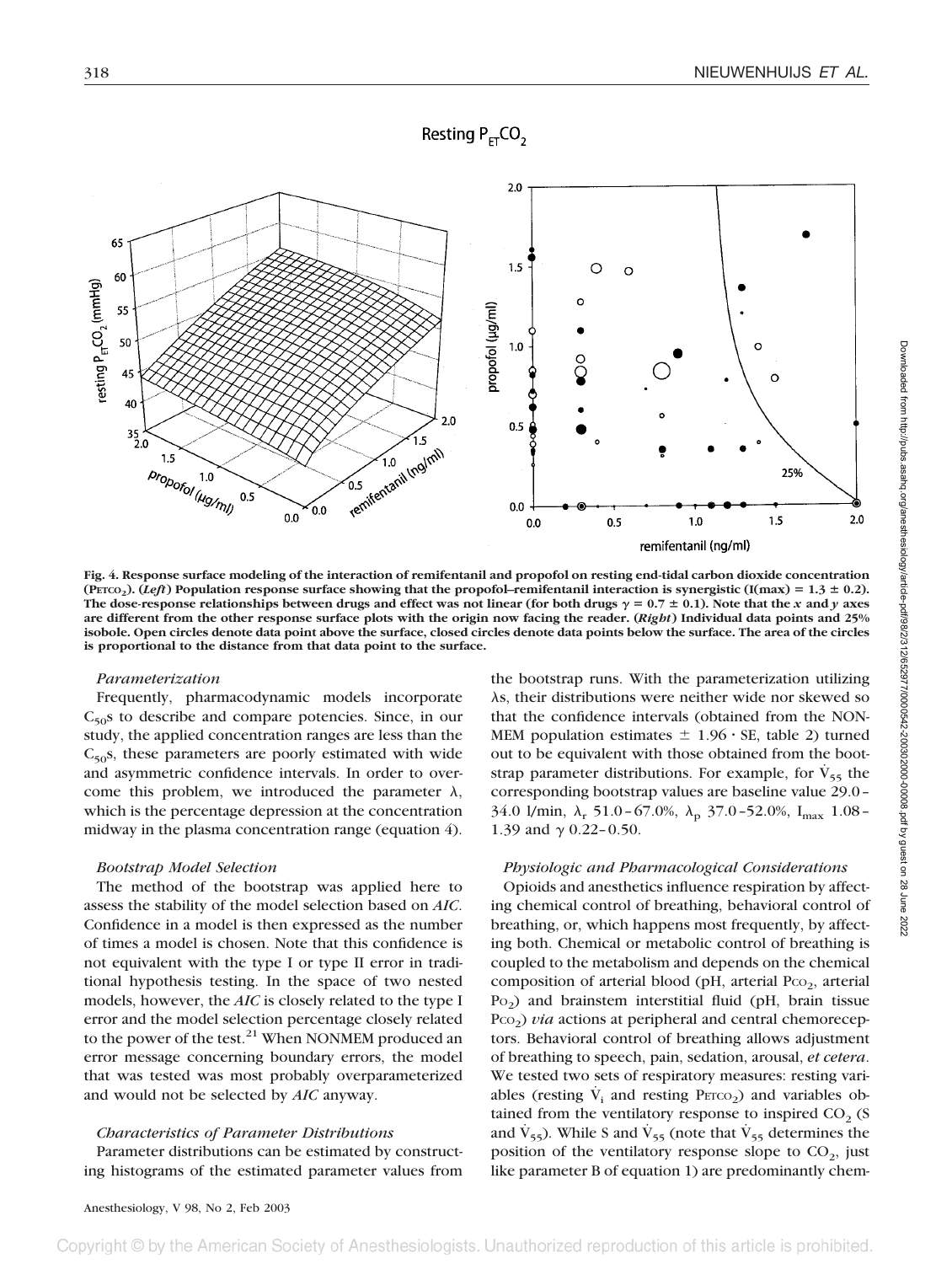Fig. 4. Response surface modeling of the interaction of remifentanil and propofol on resting end-tidal carbon dioxide concentration ($P_{ETCO_2}$). (*Left*) Population response surface showing that the propofol–remifentanil interaction is synergistic (I(max) = 1.3 ± 0.2). The dose-response relationships between drugs and effect was not linear (for both drugs $\gamma = 0.7 \pm 0.1$). Note that the *x* and *y* axes are different from the other response surface plots with the origin now facing the reader. (*Right*) Individual data points and 25% isobole. Open circles denote data point above the surface, closed circles denote data points below the surface. The area of the circles is proportional to the distance from that data point to the surface.

### *Parameterization*

Frequently, pharmacodynamic models incorporate $C_{50}$s to describe and compare potencies. Since, in our study, the applied concentration ranges are less than the $C_{50}$s, these parameters are poorly estimated with wide and asymmetric confidence intervals. In order to overcome this problem, we introduced the parameter $\lambda$, which is the percentage depression at the concentration midway in the plasma concentration range (equation 4).

### *Bootstrap Model Selection*

The method of the bootstrap was applied here to assess the stability of the model selection based on *AIC*. Confidence in a model is then expressed as the number of times a model is chosen. Note that this confidence is not equivalent with the type I or type II error in traditional hypothesis testing. In the space of two nested models, however, the *AIC* is closely related to the type I error and the model selection percentage closely related to the power of the test.[21] When NONMEM produced an error message concerning boundary errors, the model that was tested was most probably overparameterized and would not be selected by *AIC* anyway.

### *Characteristics of Parameter Distributions*

Parameter distributions can be estimated by constructing histograms of the estimated parameter values from the bootstrap runs. With the parameterization utilizing $\lambda$s, their distributions were neither wide nor skewed so that the confidence intervals (obtained from the NONMEM population estimates ± 1.96 · SE, table 2) turned out to be equivalent with those obtained from the bootstrap parameter distributions. For example, for $\dot{V}_{55}$ the corresponding bootstrap values are baseline value 29.0–34.0 l/min, $\lambda_r$ 51.0–67.0%, $\lambda_p$ 37.0–52.0%, $I_{max}$ 1.08–1.39 and $\gamma$ 0.22–0.50.

### *Physiologic and Pharmacological Considerations*

Opioids and anesthetics influence respiration by affecting chemical control of breathing, behavioral control of breathing, or, which happens most frequently, by affecting both. Chemical or metabolic control of breathing is coupled to the metabolism and depends on the chemical composition of arterial blood (pH, arterial $P_{CO_2}$, arterial $P_{O_2}$) and brainstem interstitial fluid (pH, brain tissue $P_{CO_2}$) *via* actions at peripheral and central chemoreceptors. Behavioral control of breathing allows adjustment of breathing to speech, pain, sedation, arousal, *et cetera*. We tested two sets of respiratory measures: resting variables (resting $\dot{V}_i$ and resting $P_{ETCO_2}$) and variables obtained from the ventilatory response to inspired $CO_2$ (S and $\dot{V}_{55}$). While S and $\dot{V}_{55}$ (note that $\dot{V}_{55}$ determines the position of the ventilatory response slope to $CO_2$, just like parameter B of equation 1) are predominantly chem-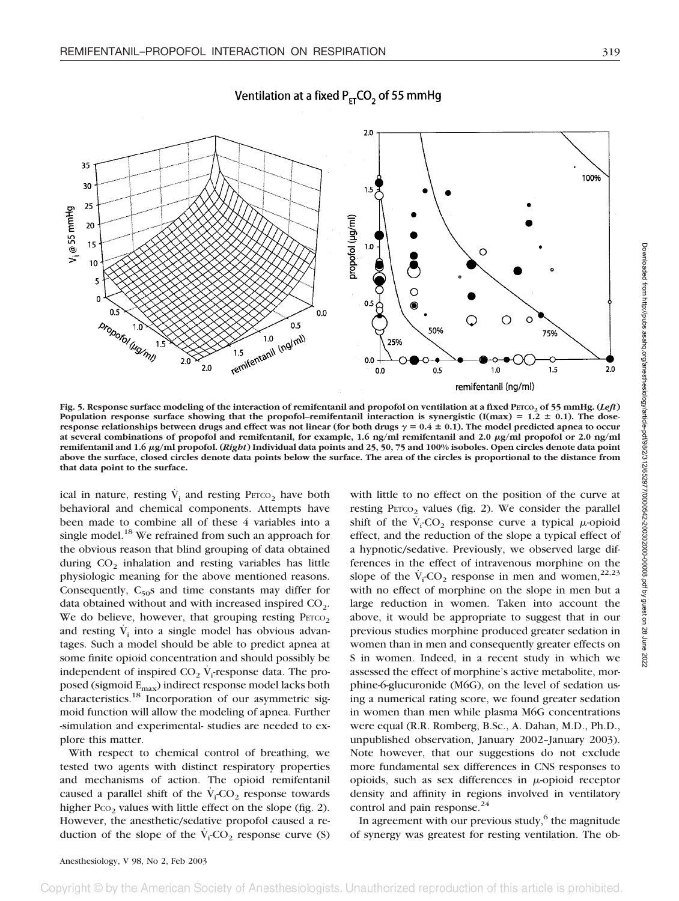**Fig. 5. Response surface modeling of the interaction of remifentanil and propofol on ventilation at a fixed $P_{ETCO_2}$ of 55 mmHg. (*Left*) Population response surface showing that the propofol–remifentanil interaction is synergistic (I(max) = 1.2 ± 0.1). The dose-response relationships between drugs and effect was not linear (for both drugs $\gamma$ = 0.4 ± 0.1). The model predicted apnea to occur at several combinations of propofol and remifentanil, for example, 1.6 ng/ml remifentanil and 2.0 μg/ml propofol or 2.0 ng/ml remifentanil and 1.6 μg/ml propofol. (*Right*) Individual data points and 25, 50, 75 and 100% isoboles. Open circles denote data point above the surface, closed circles denote data points below the surface. The area of the circles is proportional to the distance from that data point to the surface.**

ical in nature, resting $\dot{V}_i$ and resting $P_{ETCO_2}$ have both behavioral and chemical components. Attempts have been made to combine all of these 4 variables into a single model.[18] We refrained from such an approach for the obvious reason that blind grouping of data obtained during $CO_2$ inhalation and resting variables has little physiologic meaning for the above mentioned reasons. Consequently, $C_{50}$s and time constants may differ for data obtained without and with increased inspired $CO_2$. We do believe, however, that grouping resting $P_{ETCO_2}$ and resting $\dot{V}_i$ into a single model has obvious advantages. Such a model should be able to predict apnea at some finite opioid concentration and should possibly be independent of inspired $CO_2$ $\dot{V}_i$-response data. The proposed (sigmoid $E_{max}$) indirect response model lacks both characteristics.[18] Incorporation of our asymmetric sigmoid function will allow the modeling of apnea. Further -simulation and experimental- studies are needed to explore this matter.

With respect to chemical control of breathing, we tested two agents with distinct respiratory properties and mechanisms of action. The opioid remifentanil caused a parallel shift of the $\dot{V}_i$-$CO_2$ response towards higher $P_{CO_2}$ values with little effect on the slope (fig. 2). However, the anesthetic/sedative propofol caused a reduction of the slope of the $\dot{V}_i$-$CO_2$ response curve (S) with little to no effect on the position of the curve at resting $P_{ETCO_2}$ values (fig. 2). We consider the parallel shift of the $\dot{V}_i$-$CO_2$ response curve a typical $\mu$-opioid effect, and the reduction of the slope a typical effect of a hypnotic/sedative. Previously, we observed large differences in the effect of intravenous morphine on the slope of the $\dot{V}_i$-$CO_2$ response in men and women,[22,23] with no effect of morphine on the slope in men but a large reduction in women. Taken into account the above, it would be appropriate to suggest that in our previous studies morphine produced greater sedation in women than in men and consequently greater effects on S in women. Indeed, in a recent study in which we assessed the effect of morphine's active metabolite, morphine-6-glucuronide (M6G), on the level of sedation using a numerical rating score, we found greater sedation in women than men while plasma M6G concentrations were equal (R.R. Romberg, B.Sc., A. Dahan, M.D., Ph.D., unpublished observation, January 2002–January 2003). Note however, that our suggestions do not exclude more fundamental sex differences in CNS responses to opioids, such as sex differences in $\mu$-opioid receptor density and affinity in regions involved in ventilatory control and pain response.[24]

In agreement with our previous study,[6] the magnitude of synergy was greatest for resting ventilation. The ob-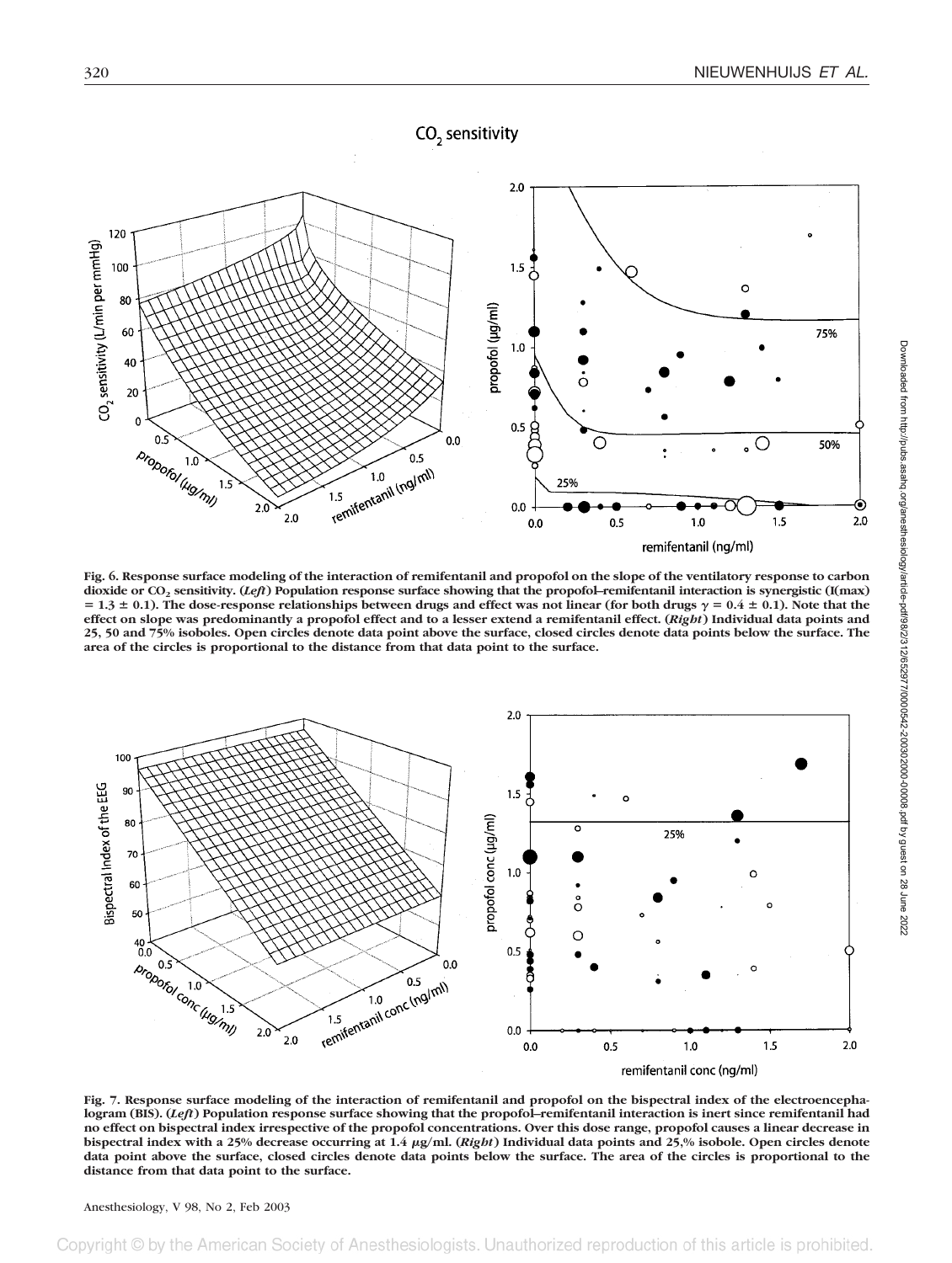Fig. 6. Response surface modeling of the interaction of remifentanil and propofol on the slope of the ventilatory response to carbon dioxide or $CO_2$ sensitivity. (*Left*) Population response surface showing that the propofol–remifentanil interaction is synergistic (I(max) = 1.3 ± 0.1). The dose-response relationships between drugs and effect was not linear (for both drugs $\gamma = 0.4 \pm 0.1$). Note that the effect on slope was predominantly a propofol effect and to a lesser extend a remifentanil effect. (*Right*) Individual data points and 25, 50 and 75% isoboles. Open circles denote data point above the surface, closed circles denote data points below the surface. The area of the circles is proportional to the distance from that data point to the surface.

Fig. 7. Response surface modeling of the interaction of remifentanil and propofol on the bispectral index of the electroencephalogram (BIS). (*Left*) Population response surface showing that the propofol–remifentanil interaction is inert since remifentanil had no effect on bispectral index irrespective of the propofol concentrations. Over this dose range, propofol causes a linear decrease in bispectral index with a 25% decrease occurring at 1.4 μg/ml. (*Right*) Individual data points and 25,% isobole. Open circles denote data point above the surface, closed circles denote data points below the surface. The area of the circles is proportional to the distance from that data point to the surface.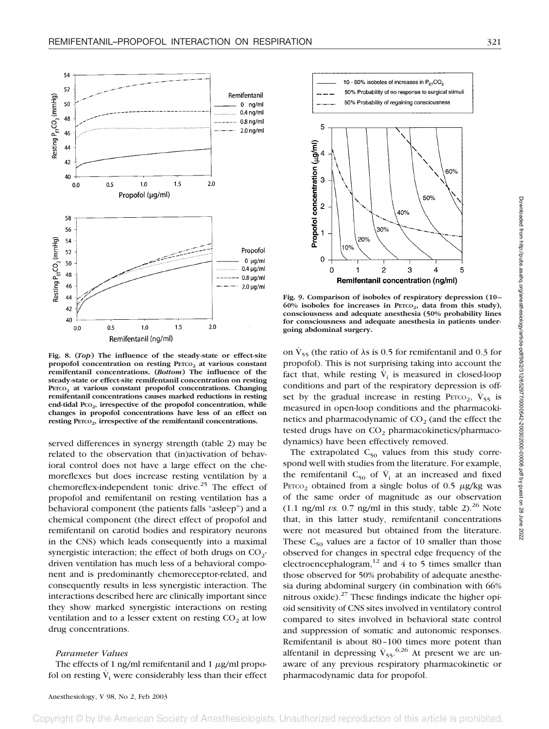Fig. 8. (*Top*) The influence of the steady-state or effect-site propofol concentration on resting $P_{ETCO_2}$ at various constant remifentanil concentrations. (*Bottom*) The influence of the steady-state or effect-site remifentanil concentration on resting $P_{ETCO_2}$ at various constant propofol concentrations. Changing remifentanil concentrations causes marked reductions in resting end-tidal $P_{CO_2}$, irrespective of the propofol concentration, while changes in propofol concentrations have less of an effect on resting $P_{ETCO_2}$, irrespective of the remifentanil concentrations.

Fig. 9. Comparison of isoboles of respiratory depression (10–60% isoboles for increases in $P_{ETCO_2}$, data from this study), consciousness and adequate anesthesia (50% probability lines for consciousness and adequate anesthesia in patients undergoing abdominal surgery.

served differences in synergy strength (table 2) may be related to the observation that (in)activation of behavioral control does not have a large effect on the chemoreflexes but does increase resting ventilation by a chemoreflex-independent tonic drive.[25] The effect of propofol and remifentanil on resting ventilation has a behavioral component (the patients falls "asleep") and a chemical component (the direct effect of propofol and remifentanil on carotid bodies and respiratory neurons in the CNS) which leads consequently into a maximal synergistic interaction; the effect of both drugs on $CO_2$-driven ventilation has much less of a behavioral component and is predominantly chemoreceptor-related, and consequently results in less synergistic interaction. The interactions described here are clinically important since they show marked synergistic interactions on resting ventilation and to a lesser extent on resting $CO_2$ at low drug concentrations.

### *Parameter Values*

The effects of 1 ng/ml remifentanil and 1 $\mu$g/ml propofol on resting $\dot{V}_i$ were considerably less than their effect on $\dot{V}_{55}$ (the ratio of λs is 0.5 for remifentanil and 0.3 for propofol). This is not surprising taking into account the fact that, while resting $\dot{V}_i$ is measured in closed-loop conditions and part of the respiratory depression is offset by the gradual increase in resting $P_{ETCO_2}$, $\dot{V}_{55}$ is measured in open-loop conditions and the pharmacokinetics and pharmacodynamic of $CO_2$ (and the effect the tested drugs have on $CO_2$ pharmacokinetics/pharmacodynamics) have been effectively removed.

The extrapolated $C_{50}$ values from this study correspond well with studies from the literature. For example, the remifentanil $C_{50}$ of $\dot{V}_i$ at an increased and fixed $P_{ETCO_2}$ obtained from a single bolus of 0.5 $\mu$g/kg was of the same order of magnitude as our observation (1.1 ng/ml *vs.* 0.7 ng/ml in this study, table 2).[26] Note that, in this latter study, remifentanil concentrations were not measured but obtained from the literature. These $C_{50}$ values are a factor of 10 smaller than those observed for changes in spectral edge frequency of the electroencephalogram,[12] and 4 to 5 times smaller than those observed for 50% probability of adequate anesthesia during abdominal surgery (in combination with 66% nitrous oxide).[27] These findings indicate the higher opioid sensitivity of CNS sites involved in ventilatory control compared to sites involved in behavioral state control and suppression of somatic and autonomic responses. Remifentanil is about 80–100 times more potent than alfentanil in depressing $\dot{V}_{55}$.[6,26] At present we are unaware of any previous respiratory pharmacokinetic or pharmacodynamic data for propofol.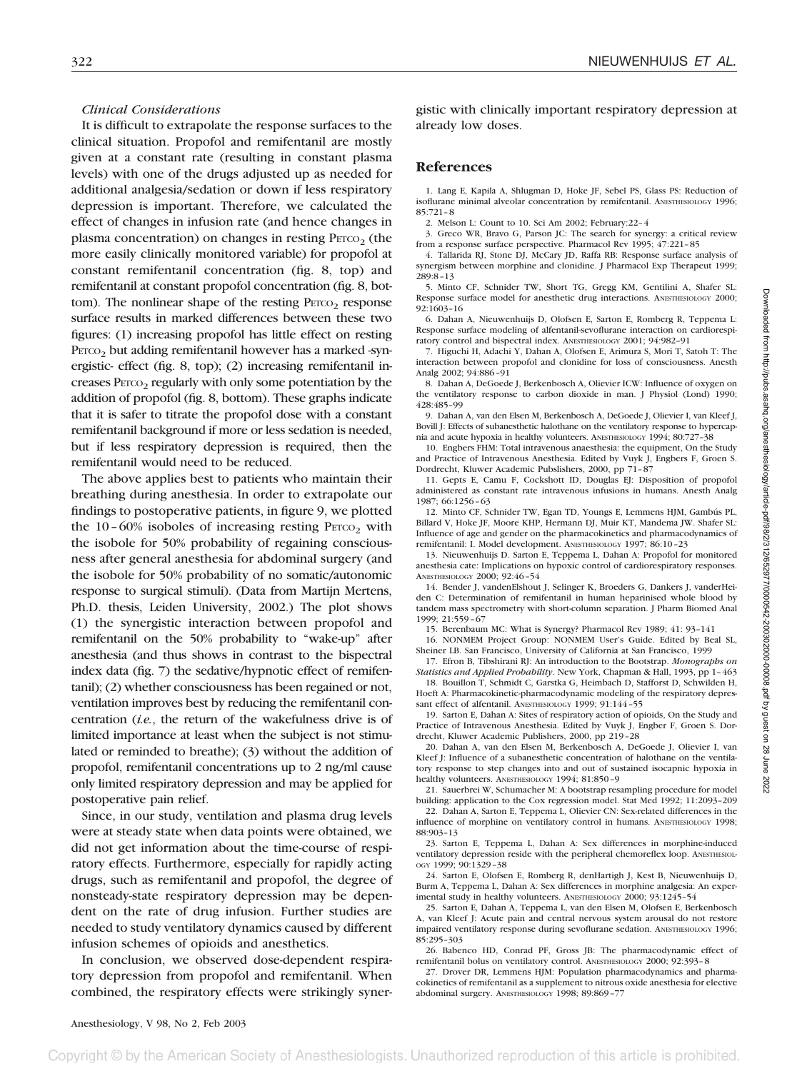*Clinical Considerations*

It is difficult to extrapolate the response surfaces to the clinical situation. Propofol and remifentanil are mostly given at a constant rate (resulting in constant plasma levels) with one of the drugs adjusted up as needed for additional analgesia/sedation or down if less respiratory depression is important. Therefore, we calculated the effect of changes in infusion rate (and hence changes in plasma concentration) on changes in resting $P_{ETCO_2}$ (the more easily clinically monitored variable) for propofol at constant remifentanil concentration (fig. 8, top) and remifentanil at constant propofol concentration (fig. 8, bottom). The nonlinear shape of the resting $P_{ETCO_2}$ response surface results in marked differences between these two figures: (1) increasing propofol has little effect on resting $P_{ETCO_2}$ but adding remifentanil however has a marked -synergistic- effect (fig. 8, top); (2) increasing remifentanil increases $P_{ETCO_2}$ regularly with only some potentiation by the addition of propofol (fig. 8, bottom). These graphs indicate that it is safer to titrate the propofol dose with a constant remifentanil background if more or less sedation is needed, but if less respiratory depression is required, then the remifentanil would need to be reduced.

The above applies best to patients who maintain their breathing during anesthesia. In order to extrapolate our findings to postoperative patients, in figure 9, we plotted the 10–60% isoboles of increasing resting $P_{ETCO_2}$ with the isobole for 50% probability of regaining consciousness after general anesthesia for abdominal surgery (and the isobole for 50% probability of no somatic/autonomic response to surgical stimuli). (Data from Martijn Mertens, Ph.D. thesis, Leiden University, 2002.) The plot shows (1) the synergistic interaction between propofol and remifentanil on the 50% probability to "wake-up" after anesthesia (and thus shows in contrast to the bispectral index data (fig. 7) the sedative/hypnotic effect of remifentanil); (2) whether consciousness has been regained or not, ventilation improves best by reducing the remifentanil concentration (*i.e.*, the return of the wakefulness drive is of limited importance at least when the subject is not stimulated or reminded to breathe); (3) without the addition of propofol, remifentanil concentrations up to 2 ng/ml cause only limited respiratory depression and may be applied for postoperative pain relief.

Since, in our study, ventilation and plasma drug levels were at steady state when data points were obtained, we did not get information about the time-course of respiratory effects. Furthermore, especially for rapidly acting drugs, such as remifentanil and propofol, the degree of nonsteady-state respiratory depression may be dependent on the rate of drug infusion. Further studies are needed to study ventilatory dynamics caused by different infusion schemes of opioids and anesthetics.

In conclusion, we observed dose-dependent respiratory depression from propofol and remifentanil. When combined, the respiratory effects were strikingly synergistic with clinically important respiratory depression at already low doses.

## References

1. Lang E, Kapila A, Shlugman D, Hoke JF, Sebel PS, Glass PS: Reduction of isoflurane minimal alveolar concentration by remifentanil. ANESTHESIOLOGY 1996; 85:721–8
2. Melson L: Count to 10. Sci Am 2002; February:22–4
3. Greco WR, Bravo G, Parson JC: The search for synergy: a critical review from a response surface perspective. Pharmacol Rev 1995; 47:221–85
4. Tallarida RJ, Stone DJ, McCary JD, Raffa RB: Response surface analysis of synergism between morphine and clonidine. J Pharmacol Exp Therapeut 1999; 289:8–13
5. Minto CF, Schnider TW, Short TG, Gregg KM, Gentilini A, Shafer SL: Response surface model for anesthetic drug interactions. ANESTHESIOLOGY 2000; 92:1603–16
6. Dahan A, Nieuwenhuijs D, Olofsen E, Sarton E, Romberg R, Teppema L: Response surface modeling of alfentanil-sevoflurane interaction on cardiorespiratory control and bispectral index. ANESTHESIOLOGY 2001; 94:982–91
7. Higuchi H, Adachi Y, Dahan A, Olofsen E, Arimura S, Mori T, Satoh T: The interaction between propofol and clonidine for loss of consciousness. Anesth Analg 2002; 94:886–91
8. Dahan A, DeGoede J, Berkenbosch A, Olievier ICW: Influence of oxygen on the ventilatory response to carbon dioxide in man. J Physiol (Lond) 1990; 428:485–99
9. Dahan A, van den Elsen M, Berkenbosch A, DeGoede J, Olievier I, van Kleef J, Bovill J: Effects of subanesthetic halothane on the ventilatory response to hypercapnia and acute hypoxia in healthy volunteers. ANESTHESIOLOGY 1994; 80:727–38
10. Engbers FHM: Total intravenous anaesthesia: the equipment, On the Study and Practice of Intravenous Anesthesia. Edited by Vuyk J, Engbers F, Groen S. Dordrecht, Kluwer Academic Publishers, 2000, pp 71–87
11. Gepts E, Camu F, Cockshott ID, Douglas EJ: Disposition of propofol administered as constant rate intravenous infusions in humans. Anesth Analg 1987; 66:1256–63
12. Minto CF, Schnider TW, Egan TD, Youngs E, Lemmens HJM, Gambús PL, Billard V, Hoke JF, Moore KHP, Hermann DJ, Muir KT, Mandema JW. Shafer SL: Influence of age and gender on the pharmacokinetics and pharmacodynamics of remifentanil: I. Model development. ANESTHESIOLOGY 1997; 86:10–23
13. Nieuwenhuijs D. Sarton E, Teppema L, Dahan A: Propofol for monitored anesthesia cate: Implications on hypoxic control of cardiorespiratory responses. ANESTHESIOLOGY 2000; 92:46–54
14. Bender J, vandenElshout J, Selinger K, Broeders G, Dankers J, vanderHeiden C: Determination of remifentanil in human heparinised whole blood by tandem mass spectrometry with short-column separation. J Pharm Biomed Anal 1999; 21:559–67
15. Berenbaum MC: What is Synergy? Pharmacol Rev 1989; 41: 93–141
16. NONMEM Project Group: NONMEM User's Guide. Edited by Beal SL, Sheiner LB. San Francisco, University of California at San Francisco, 1999
17. Efron B, Tibshirani RJ: An introduction to the Bootstrap. *Monographs on Statistics and Applied Probability*. New York, Chapman & Hall, 1993, pp 1–463
18. Bouillon T, Schmidt C, Garstka G, Heimbach D, Stafforst D, Schwilden H, Hoeft A: Pharmacokinetic-pharmacodynamic modeling of the respiratory depressant effect of alfentanil. ANESTHESIOLOGY 1999; 91:144–55
19. Sarton E, Dahan A: Sites of respiratory action of opioids, On the Study and Practice of Intravenous Anesthesia. Edited by Vuyk J, Engber F, Groen S. Dordrecht, Kluwer Academic Publishers, 2000, pp 219–28
20. Dahan A, van den Elsen M, Berkenbosch A, DeGoede J, Olievier I, van Kleef J: Influence of a subanesthetic concentration of halothane on the ventilatory response to step changes into and out of sustained isocapnic hypoxia in healthy volunteers. ANESTHESIOLOGY 1994; 81:850–9
21. Sauerbrei W, Schumacher M: A bootstrap resampling procedure for model building: application to the Cox regression model. Stat Med 1992; 11:2093–209
22. Dahan A, Sarton E, Teppema L, Olievier CN: Sex-related differences in the influence of morphine on ventilatory control in humans. ANESTHESIOLOGY 1998; 88:903–13
23. Sarton E, Teppema L, Dahan A: Sex differences in morphine-induced ventilatory depression reside with the peripheral chemoreflex loop. ANESTHESIOLOGY 1999; 90:1329–38
24. Sarton E, Olofsen E, Romberg R, denHartigh J, Kest B, Nieuwenhuijs D, Burm A, Teppema L, Dahan A: Sex differences in morphine analgesia: An experimental study in healthy volunteers. ANESTHESIOLOGY 2000; 93:1245–54
25. Sarton E, Dahan A, Teppema L, van den Elsen M, Olofsen E, Berkenbosch A, van Kleef J: Acute pain and central nervous system arousal do not restore impaired ventilatory response during sevoflurane sedation. ANESTHESIOLOGY 1996; 85:295–303
26. Babenco HD, Conrad PF, Gross JB: The pharmacodynamic effect of remifentanil bolus on ventilatory control. ANESTHESIOLOGY 2000; 92:393–8
27. Drover DR, Lemmens HJM: Population pharmacodynamics and pharmacokinetics of remifentanil as a supplement to nitrous oxide anesthesia for elective abdominal surgery. ANESTHESIOLOGY 1998; 89:869–77